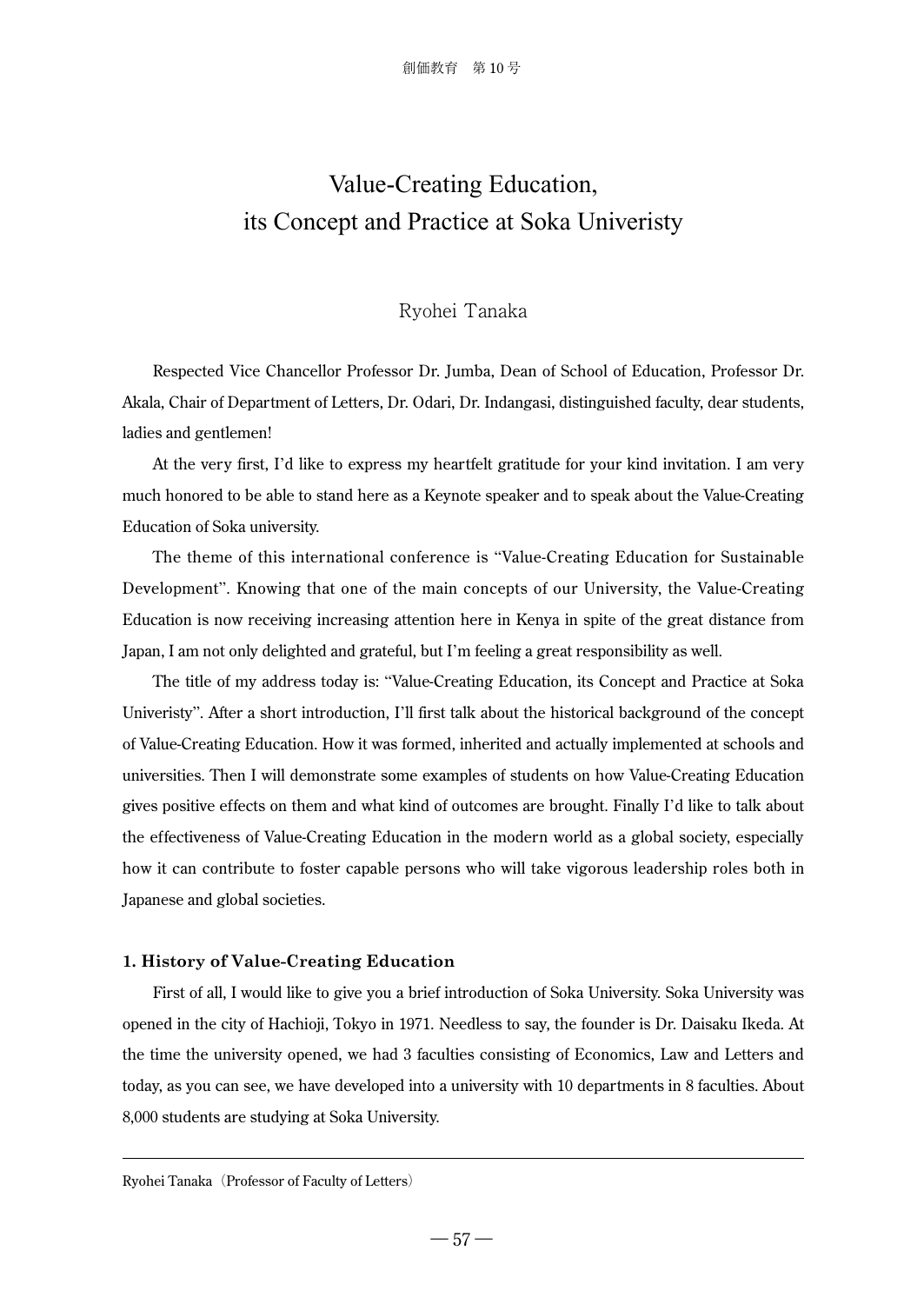# Value-Creating Education, its Concept and Practice at Soka Univeristy

Ryohei Tanaka

Respected Vice Chancellor Professor Dr. Jumba, Dean of School of Education, Professor Dr. Akala, Chair of Department of Letters, Dr. Odari, Dr. Indangasi, distinguished faculty, dear students, ladies and gentlemen!

At the very first, I'd like to express my heartfelt gratitude for your kind invitation. I am very much honored to be able to stand here as a Keynote speaker and to speak about the Value-Creating Education of Soka university.

The theme of this international conference is "Value-Creating Education for Sustainable Development". Knowing that one of the main concepts of our University, the Value-Creating Education is now receiving increasing attention here in Kenya in spite of the great distance from Japan, I am not only delighted and grateful, but I'm feeling a great responsibility as well.

The title of my address today is: "Value-Creating Education, its Concept and Practice at Soka Univeristy". After a short introduction, I'll first talk about the historical background of the concept of Value-Creating Education. How it was formed, inherited and actually implemented at schools and universities. Then I will demonstrate some examples of students on how Value-Creating Education gives positive effects on them and what kind of outcomes are brought. Finally I'd like to talk about the effectiveness of Value-Creating Education in the modern world as a global society, especially how it can contribute to foster capable persons who will take vigorous leadership roles both in Japanese and global societies.

## 1. History of Value-Creating Education

First of all, I would like to give you a brief introduction of Soka University. Soka University was opened in the city of Hachioji, Tokyo in 1971. Needless to say, the founder is Dr. Daisaku Ikeda. At the time the university opened, we had 3 faculties consisting of Economics, Law and Letters and today, as you can see, we have developed into a university with 10 departments in 8 faculties. About 8,000 students are studying at Soka University.

---

Ryohei Tanaka (Professor of Faculty of Letters)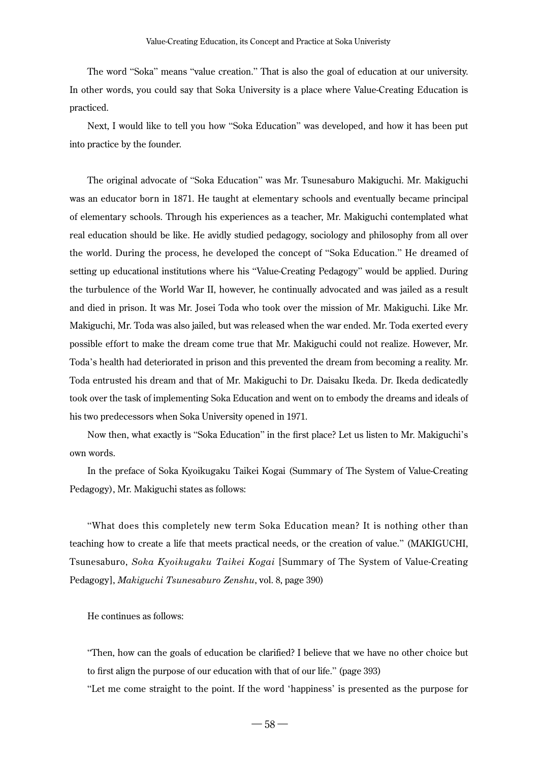The word "Soka" means "value creation." That is also the goal of education at our university. In other words, you could say that Soka University is a place where Value-Creating Education is practiced.

Next, I would like to tell you how "Soka Education" was developed, and how it has been put into practice by the founder.

The original advocate of "Soka Education" was Mr. Tsunesaburo Makiguchi. Mr. Makiguchi was an educator born in 1871. He taught at elementary schools and eventually became principal of elementary schools. Through his experiences as a teacher, Mr. Makiguchi contemplated what real education should be like. He avidly studied pedagogy, sociology and philosophy from all over the world. During the process, he developed the concept of "Soka Education." He dreamed of setting up educational institutions where his "Value-Creating Pedagogy" would be applied. During the turbulence of the World War II, however, he continually advocated and was jailed as a result and died in prison. It was Mr. Josei Toda who took over the mission of Mr. Makiguchi. Like Mr. Makiguchi, Mr. Toda was also jailed, but was released when the war ended. Mr. Toda exerted every possible effort to make the dream come true that Mr. Makiguchi could not realize. However, Mr. Toda's health had deteriorated in prison and this prevented the dream from becoming a reality. Mr. Toda entrusted his dream and that of Mr. Makiguchi to Dr. Daisaku Ikeda. Dr. Ikeda dedicatedly took over the task of implementing Soka Education and went on to embody the dreams and ideals of his two predecessors when Soka University opened in 1971.

Now then, what exactly is "Soka Education" in the first place? Let us listen to Mr. Makiguchi's own words.

In the preface of Soka Kyoikugaku Taikei Kogai (Summary of The System of Value-Creating Pedagogy), Mr. Makiguchi states as follows:

"What does this completely new term Soka Education mean? It is nothing other than teaching how to create a life that meets practical needs, or the creation of value." (MAKIGUCHI, Tsunesaburo, *Soka Kyoikugaku Taikei Kogai* [Summary of The System of Value-Creating Pedagogy], *Makiguchi Tsunesaburo Zenshu*, vol. 8, page 390)

He continues as follows:

> "Then, how can the goals of education be clarified? I believe that we have no other choice but to first align the purpose of our education with that of our life." (page 393)
>
> "Let me come straight to the point. If the word 'happiness' is presented as the purpose for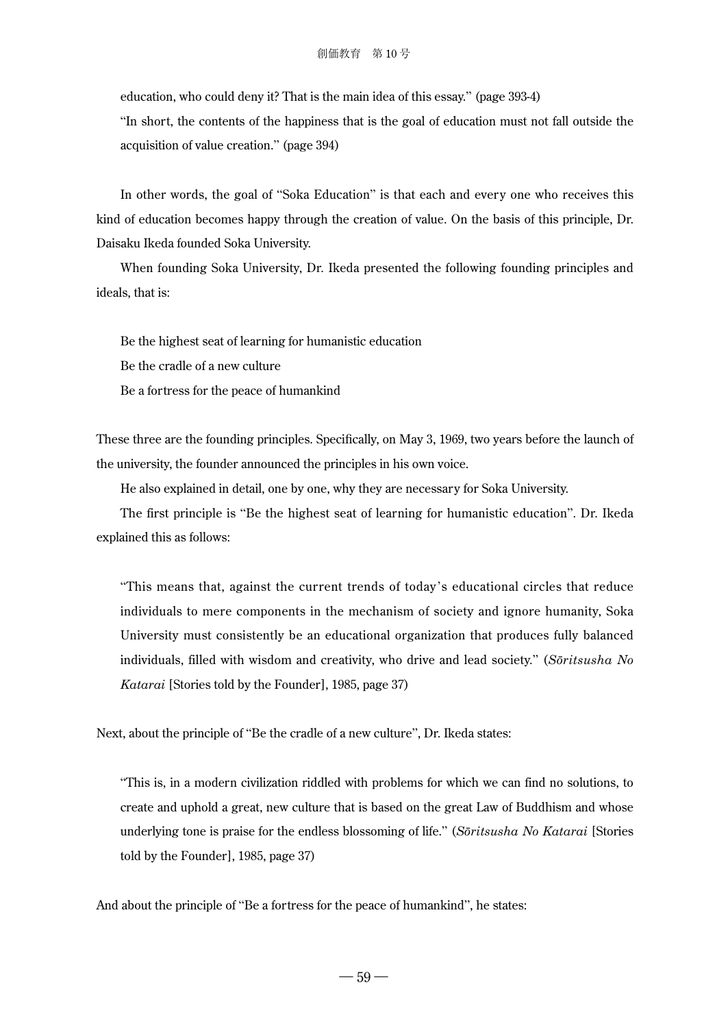education, who could deny it? That is the main idea of this essay.” (page 393-4)

“In short, the contents of the happiness that is the goal of education must not fall outside the acquisition of value creation.” (page 394)

In other words, the goal of “Soka Education” is that each and every one who receives this kind of education becomes happy through the creation of value. On the basis of this principle, Dr. Daisaku Ikeda founded Soka University.

When founding Soka University, Dr. Ikeda presented the following founding principles and ideals, that is:

> Be the highest seat of learning for humanistic education
>
> Be the cradle of a new culture
>
> Be a fortress for the peace of humankind

These three are the founding principles. Specifically, on May 3, 1969, two years before the launch of the university, the founder announced the principles in his own voice.

He also explained in detail, one by one, why they are necessary for Soka University.

The first principle is “Be the highest seat of learning for humanistic education”. Dr. Ikeda explained this as follows:

> “This means that, against the current trends of today’s educational circles that reduce individuals to mere components in the mechanism of society and ignore humanity, Soka University must consistently be an educational organization that produces fully balanced individuals, filled with wisdom and creativity, who drive and lead society.” (*Sōritsusha No Katarai* [Stories told by the Founder], 1985, page 37)

Next, about the principle of “Be the cradle of a new culture”, Dr. Ikeda states:

> “This is, in a modern civilization riddled with problems for which we can find no solutions, to create and uphold a great, new culture that is based on the great Law of Buddhism and whose underlying tone is praise for the endless blossoming of life.” (*Sōritsusha No Katarai* [Stories told by the Founder], 1985, page 37)

And about the principle of “Be a fortress for the peace of humankind”, he states: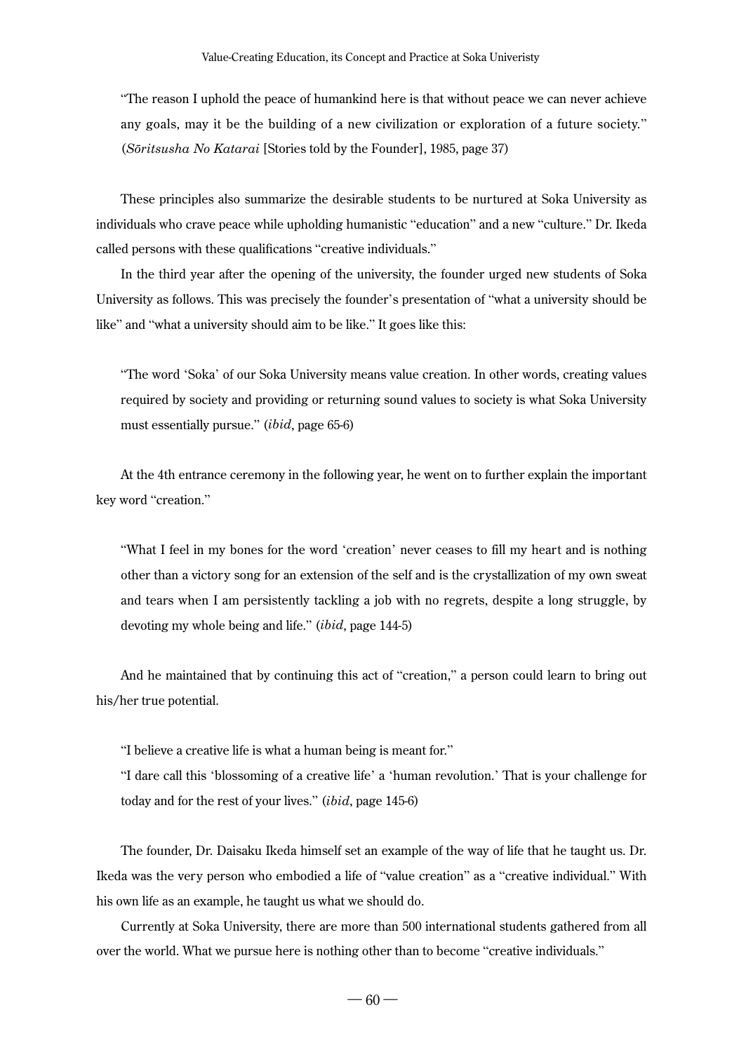> "The reason I uphold the peace of humankind here is that without peace we can never achieve any goals, may it be the building of a new civilization or exploration of a future society." (*Sōritsusha No Katarai* [Stories told by the Founder], 1985, page 37)

These principles also summarize the desirable students to be nurtured at Soka University as individuals who crave peace while upholding humanistic "education" and a new "culture." Dr. Ikeda called persons with these qualifications "creative individuals."

In the third year after the opening of the university, the founder urged new students of Soka University as follows. This was precisely the founder's presentation of "what a university should be like" and "what a university should aim to be like." It goes like this:

> "The word 'Soka' of our Soka University means value creation. In other words, creating values required by society and providing or returning sound values to society is what Soka University must essentially pursue." (*ibid*, page 65-6)

At the 4th entrance ceremony in the following year, he went on to further explain the important key word "creation."

> "What I feel in my bones for the word 'creation' never ceases to fill my heart and is nothing other than a victory song for an extension of the self and is the crystallization of my own sweat and tears when I am persistently tackling a job with no regrets, despite a long struggle, by devoting my whole being and life." (*ibid*, page 144-5)

And he maintained that by continuing this act of "creation," a person could learn to bring out his/her true potential.

> "I believe a creative life is what a human being is meant for."
> "I dare call this 'blossoming of a creative life' a 'human revolution.' That is your challenge for today and for the rest of your lives." (*ibid*, page 145-6)

The founder, Dr. Daisaku Ikeda himself set an example of the way of life that he taught us. Dr. Ikeda was the very person who embodied a life of "value creation" as a "creative individual." With his own life as an example, he taught us what we should do.

Currently at Soka University, there are more than 500 international students gathered from all over the world. What we pursue here is nothing other than to become "creative individuals."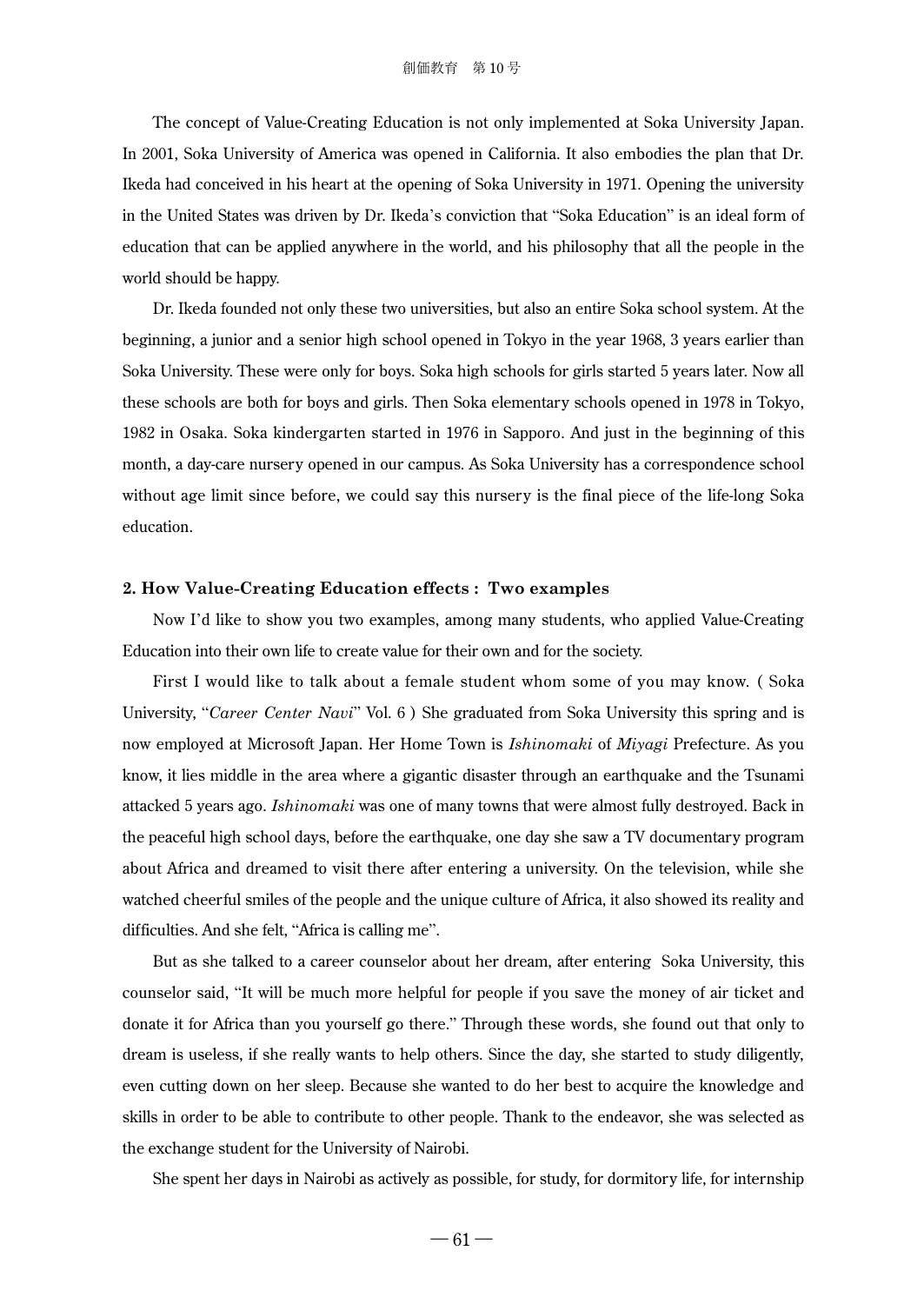The concept of Value-Creating Education is not only implemented at Soka University Japan. In 2001, Soka University of America was opened in California. It also embodies the plan that Dr. Ikeda had conceived in his heart at the opening of Soka University in 1971. Opening the university in the United States was driven by Dr. Ikeda's conviction that "Soka Education" is an ideal form of education that can be applied anywhere in the world, and his philosophy that all the people in the world should be happy.

Dr. Ikeda founded not only these two universities, but also an entire Soka school system. At the beginning, a junior and a senior high school opened in Tokyo in the year 1968, 3 years earlier than Soka University. These were only for boys. Soka high schools for girls started 5 years later. Now all these schools are both for boys and girls. Then Soka elementary schools opened in 1978 in Tokyo, 1982 in Osaka. Soka kindergarten started in 1976 in Sapporo. And just in the beginning of this month, a day-care nursery opened in our campus. As Soka University has a correspondence school without age limit since before, we could say this nursery is the final piece of the life-long Soka education.

## 2. How Value-Creating Education effects : Two examples

Now I'd like to show you two examples, among many students, who applied Value-Creating Education into their own life to create value for their own and for the society.

First I would like to talk about a female student whom some of you may know. ( Soka University, "*Career Center Navi*" Vol. 6 ) She graduated from Soka University this spring and is now employed at Microsoft Japan. Her Home Town is *Ishinomaki* of *Miyagi* Prefecture. As you know, it lies middle in the area where a gigantic disaster through an earthquake and the Tsunami attacked 5 years ago. *Ishinomaki* was one of many towns that were almost fully destroyed. Back in the peaceful high school days, before the earthquake, one day she saw a TV documentary program about Africa and dreamed to visit there after entering a university. On the television, while she watched cheerful smiles of the people and the unique culture of Africa, it also showed its reality and difficulties. And she felt, "Africa is calling me".

But as she talked to a career counselor about her dream, after entering Soka University, this counselor said, "It will be much more helpful for people if you save the money of air ticket and donate it for Africa than you yourself go there." Through these words, she found out that only to dream is useless, if she really wants to help others. Since the day, she started to study diligently, even cutting down on her sleep. Because she wanted to do her best to acquire the knowledge and skills in order to be able to contribute to other people. Thank to the endeavor, she was selected as the exchange student for the University of Nairobi.

She spent her days in Nairobi as actively as possible, for study, for dormitory life, for internship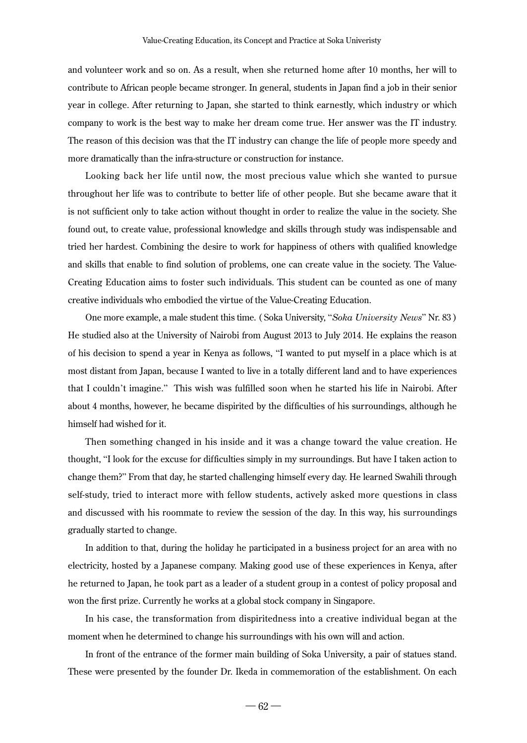and volunteer work and so on. As a result, when she returned home after 10 months, her will to contribute to African people became stronger. In general, students in Japan find a job in their senior year in college. After returning to Japan, she started to think earnestly, which industry or which company to work is the best way to make her dream come true. Her answer was the IT industry. The reason of this decision was that the IT industry can change the life of people more speedy and more dramatically than the infra-structure or construction for instance.

Looking back her life until now, the most precious value which she wanted to pursue throughout her life was to contribute to better life of other people. But she became aware that it is not sufficient only to take action without thought in order to realize the value in the society. She found out, to create value, professional knowledge and skills through study was indispensable and tried her hardest. Combining the desire to work for happiness of others with qualified knowledge and skills that enable to find solution of problems, one can create value in the society. The Value-Creating Education aims to foster such individuals. This student can be counted as one of many creative individuals who embodied the virtue of the Value-Creating Education.

One more example, a male student this time. ( Soka University, "*Soka University News*" Nr. 83 ) He studied also at the University of Nairobi from August 2013 to July 2014. He explains the reason of his decision to spend a year in Kenya as follows, "I wanted to put myself in a place which is at most distant from Japan, because I wanted to live in a totally different land and to have experiences that I couldn't imagine." This wish was fulfilled soon when he started his life in Nairobi. After about 4 months, however, he became dispirited by the difficulties of his surroundings, although he himself had wished for it.

Then something changed in his inside and it was a change toward the value creation. He thought, "I look for the excuse for difficulties simply in my surroundings. But have I taken action to change them?" From that day, he started challenging himself every day. He learned Swahili through self-study, tried to interact more with fellow students, actively asked more questions in class and discussed with his roommate to review the session of the day. In this way, his surroundings gradually started to change.

In addition to that, during the holiday he participated in a business project for an area with no electricity, hosted by a Japanese company. Making good use of these experiences in Kenya, after he returned to Japan, he took part as a leader of a student group in a contest of policy proposal and won the first prize. Currently he works at a global stock company in Singapore.

In his case, the transformation from dispiritedness into a creative individual began at the moment when he determined to change his surroundings with his own will and action.

In front of the entrance of the former main building of Soka University, a pair of statues stand. These were presented by the founder Dr. Ikeda in commemoration of the establishment. On each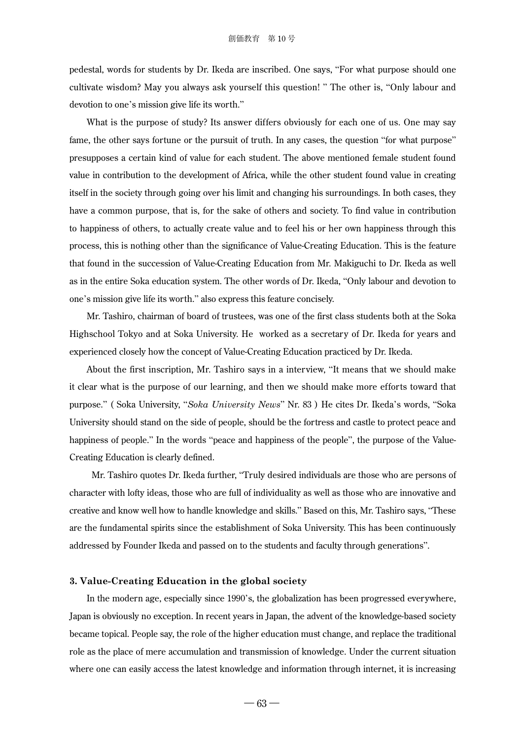pedestal, words for students by Dr. Ikeda are inscribed. One says, “For what purpose should one cultivate wisdom? May you always ask yourself this question! ” The other is, “Only labour and devotion to one’s mission give life its worth.”

What is the purpose of study? Its answer differs obviously for each one of us. One may say fame, the other says fortune or the pursuit of truth. In any cases, the question “for what purpose” presupposes a certain kind of value for each student. The above mentioned female student found value in contribution to the development of Africa, while the other student found value in creating itself in the society through going over his limit and changing his surroundings. In both cases, they have a common purpose, that is, for the sake of others and society. To find value in contribution to happiness of others, to actually create value and to feel his or her own happiness through this process, this is nothing other than the significance of Value-Creating Education. This is the feature that found in the succession of Value-Creating Education from Mr. Makiguchi to Dr. Ikeda as well as in the entire Soka education system. The other words of Dr. Ikeda, “Only labour and devotion to one’s mission give life its worth.” also express this feature concisely.

Mr. Tashiro, chairman of board of trustees, was one of the first class students both at the Soka Highschool Tokyo and at Soka University. He worked as a secretary of Dr. Ikeda for years and experienced closely how the concept of Value-Creating Education practiced by Dr. Ikeda.

About the first inscription, Mr. Tashiro says in a interview, “It means that we should make it clear what is the purpose of our learning, and then we should make more efforts toward that purpose.” ( Soka University, “*Soka University News*” Nr. 83 ) He cites Dr. Ikeda’s words, “Soka University should stand on the side of people, should be the fortress and castle to protect peace and happiness of people.” In the words “peace and happiness of the people”, the purpose of the Value-Creating Education is clearly defined.

Mr. Tashiro quotes Dr. Ikeda further, “Truly desired individuals are those who are persons of character with lofty ideas, those who are full of individuality as well as those who are innovative and creative and know well how to handle knowledge and skills.” Based on this, Mr. Tashiro says, “These are the fundamental spirits since the establishment of Soka University. This has been continuously addressed by Founder Ikeda and passed on to the students and faculty through generations”.

### 3. Value-Creating Education in the global society

In the modern age, especially since 1990’s, the globalization has been progressed everywhere, Japan is obviously no exception. In recent years in Japan, the advent of the knowledge-based society became topical. People say, the role of the higher education must change, and replace the traditional role as the place of mere accumulation and transmission of knowledge. Under the current situation where one can easily access the latest knowledge and information through internet, it is increasing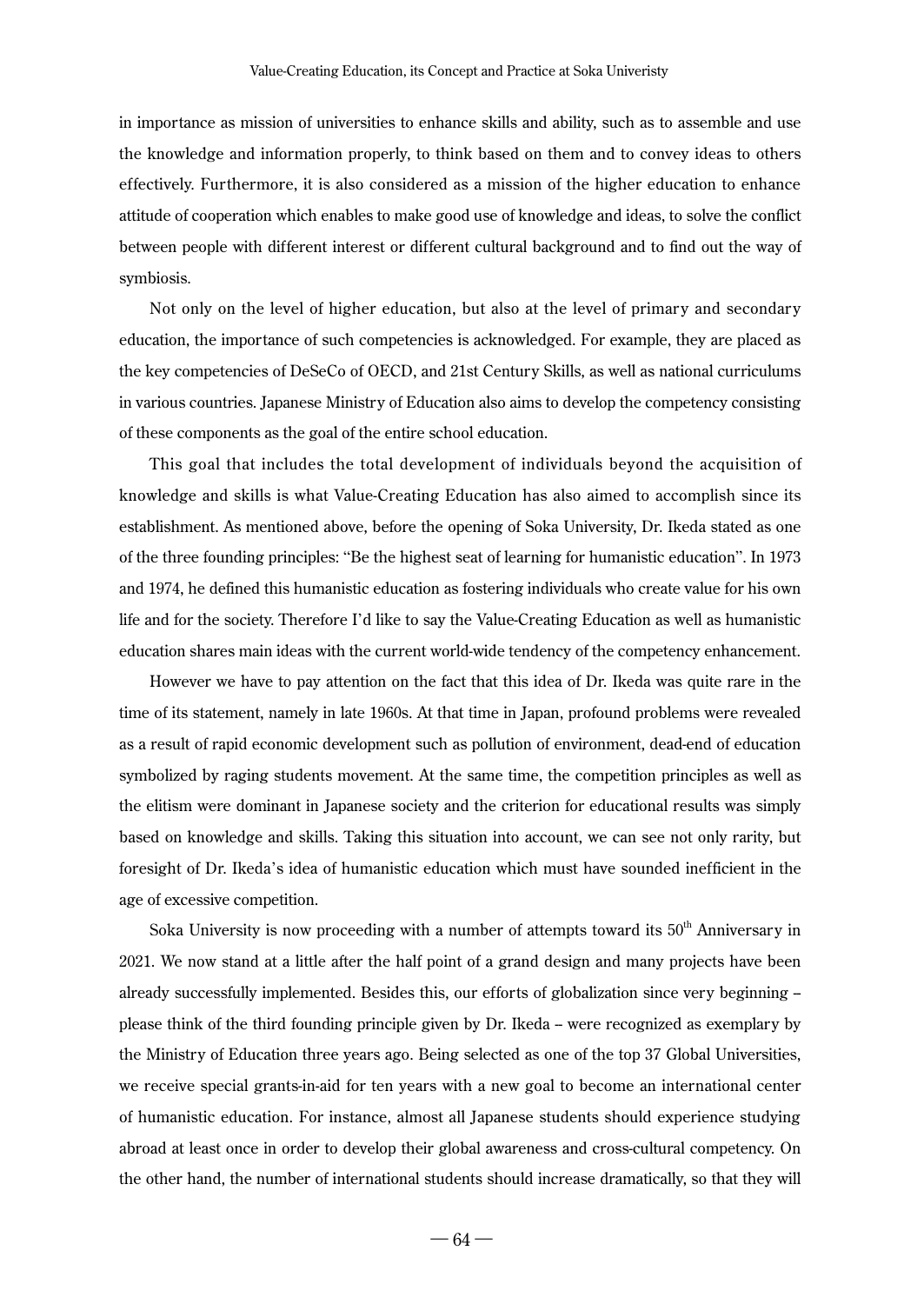in importance as mission of universities to enhance skills and ability, such as to assemble and use the knowledge and information properly, to think based on them and to convey ideas to others effectively. Furthermore, it is also considered as a mission of the higher education to enhance attitude of cooperation which enables to make good use of knowledge and ideas, to solve the conflict between people with different interest or different cultural background and to find out the way of symbiosis.

Not only on the level of higher education, but also at the level of primary and secondary education, the importance of such competencies is acknowledged. For example, they are placed as the key competencies of DeSeCo of OECD, and 21st Century Skills, as well as national curriculums in various countries. Japanese Ministry of Education also aims to develop the competency consisting of these components as the goal of the entire school education.

This goal that includes the total development of individuals beyond the acquisition of knowledge and skills is what Value-Creating Education has also aimed to accomplish since its establishment. As mentioned above, before the opening of Soka University, Dr. Ikeda stated as one of the three founding principles: "Be the highest seat of learning for humanistic education". In 1973 and 1974, he defined this humanistic education as fostering individuals who create value for his own life and for the society. Therefore I'd like to say the Value-Creating Education as well as humanistic education shares main ideas with the current world-wide tendency of the competency enhancement.

However we have to pay attention on the fact that this idea of Dr. Ikeda was quite rare in the time of its statement, namely in late 1960s. At that time in Japan, profound problems were revealed as a result of rapid economic development such as pollution of environment, dead-end of education symbolized by raging students movement. At the same time, the competition principles as well as the elitism were dominant in Japanese society and the criterion for educational results was simply based on knowledge and skills. Taking this situation into account, we can see not only rarity, but foresight of Dr. Ikeda's idea of humanistic education which must have sounded inefficient in the age of excessive competition.

Soka University is now proceeding with a number of attempts toward its 50th Anniversary in 2021. We now stand at a little after the half point of a grand design and many projects have been already successfully implemented. Besides this, our efforts of globalization since very beginning – please think of the third founding principle given by Dr. Ikeda – were recognized as exemplary by the Ministry of Education three years ago. Being selected as one of the top 37 Global Universities, we receive special grants-in-aid for ten years with a new goal to become an international center of humanistic education. For instance, almost all Japanese students should experience studying abroad at least once in order to develop their global awareness and cross-cultural competency. On the other hand, the number of international students should increase dramatically, so that they will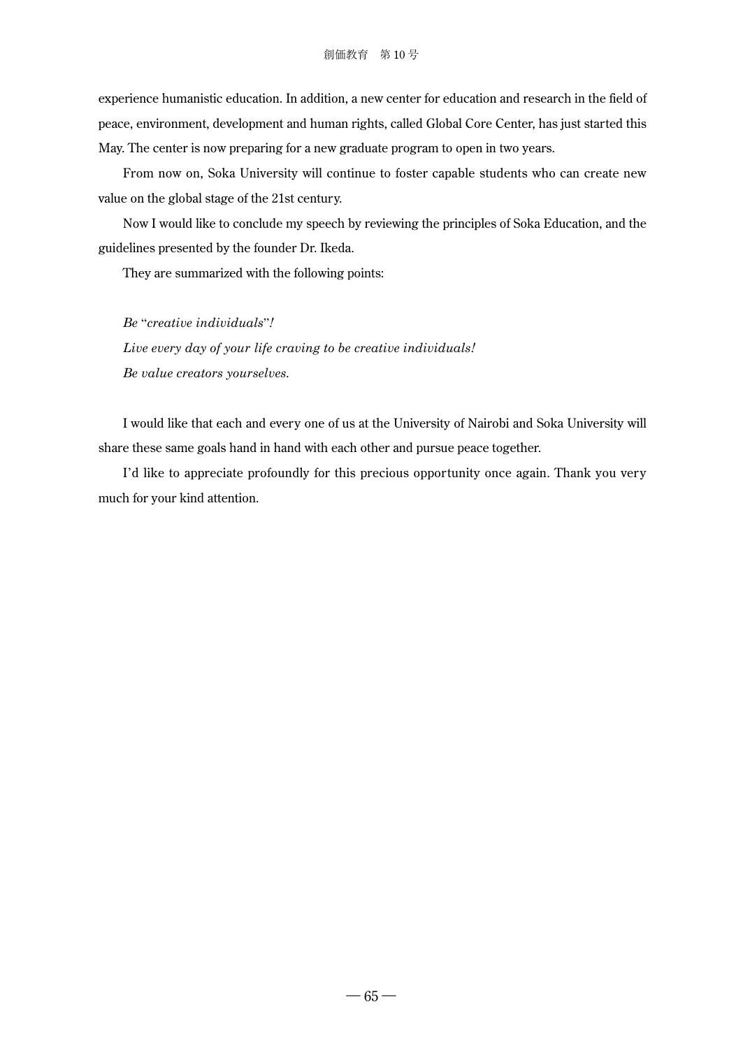experience humanistic education. In addition, a new center for education and research in the field of peace, environment, development and human rights, called Global Core Center, has just started this May. The center is now preparing for a new graduate program to open in two years.

From now on, Soka University will continue to foster capable students who can create new value on the global stage of the 21st century.

Now I would like to conclude my speech by reviewing the principles of Soka Education, and the guidelines presented by the founder Dr. Ikeda.

They are summarized with the following points:

*Be* “*creative individuals*”*!*
*Live every day of your life craving to be creative individuals!*
*Be value creators yourselves.*

I would like that each and every one of us at the University of Nairobi and Soka University will share these same goals hand in hand with each other and pursue peace together.

I’d like to appreciate profoundly for this precious opportunity once again. Thank you very much for your kind attention.